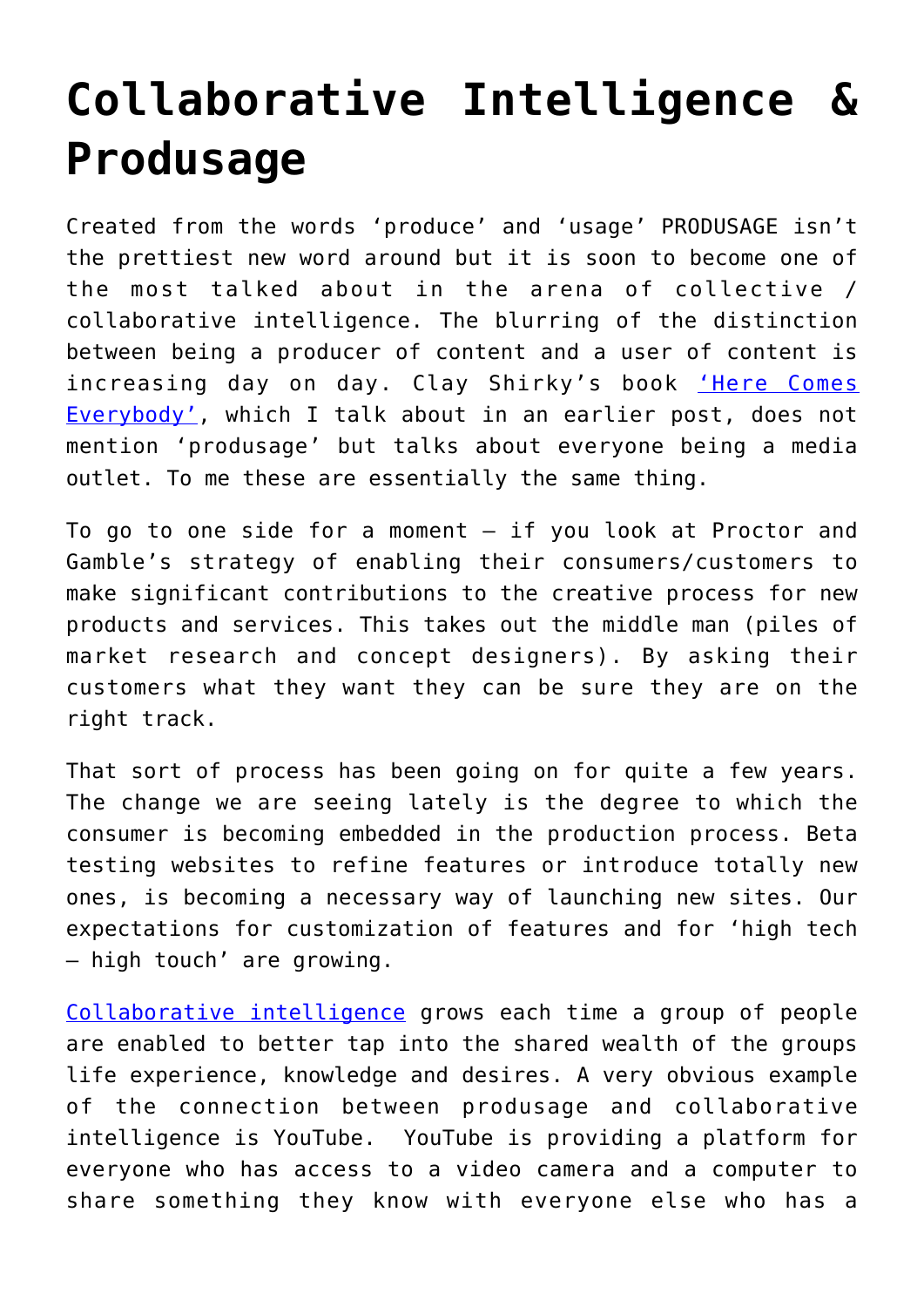# Collaborative Intelligence & Produsage

Created from the words 'produce' and 'usage' PRODUSAGE isn't the prettiest new word around but it is soon to become one of the most talked about in the arena of collective / collaborative intelligence. The blurring of the distinction between being a producer of content and a user of content is increasing day on day. Clay Shirky's book ['Here Comes Everybody'](), which I talk about in an earlier post, does not mention 'produsage' but talks about everyone being a media outlet. To me these are essentially the same thing.

To go to one side for a moment – if you look at Proctor and Gamble's strategy of enabling their consumers/customers to make significant contributions to the creative process for new products and services. This takes out the middle man (piles of market research and concept designers). By asking their customers what they want they can be sure they are on the right track.

That sort of process has been going on for quite a few years. The change we are seeing lately is the degree to which the consumer is becoming embedded in the production process. Beta testing websites to refine features or introduce totally new ones, is becoming a necessary way of launching new sites. Our expectations for customization of features and for 'high tech – high touch' are growing.

[Collaborative intelligence]() grows each time a group of people are enabled to better tap into the shared wealth of the groups life experience, knowledge and desires. A very obvious example of the connection between produsage and collaborative intelligence is YouTube. YouTube is providing a platform for everyone who has access to a video camera and a computer to share something they know with everyone else who has a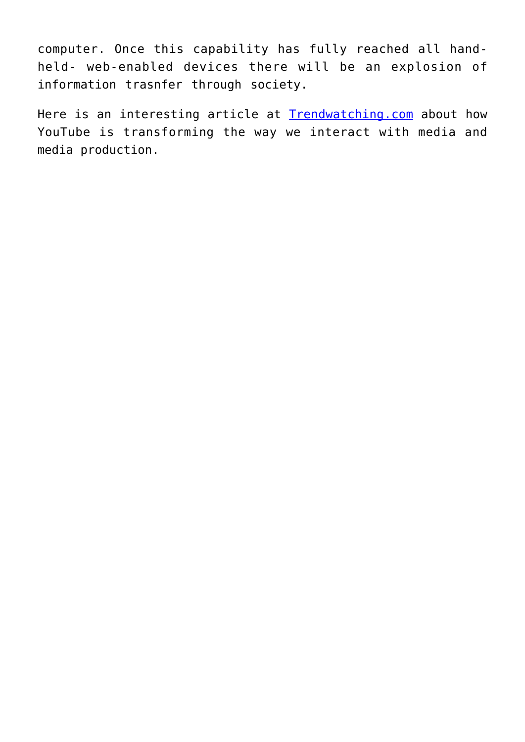computer. Once this capability has fully reached all hand-held- web-enabled devices there will be an explosion of information trasnfer through society.

Here is an interesting article at Trendwatching.com about how YouTube is transforming the way we interact with media and media production.